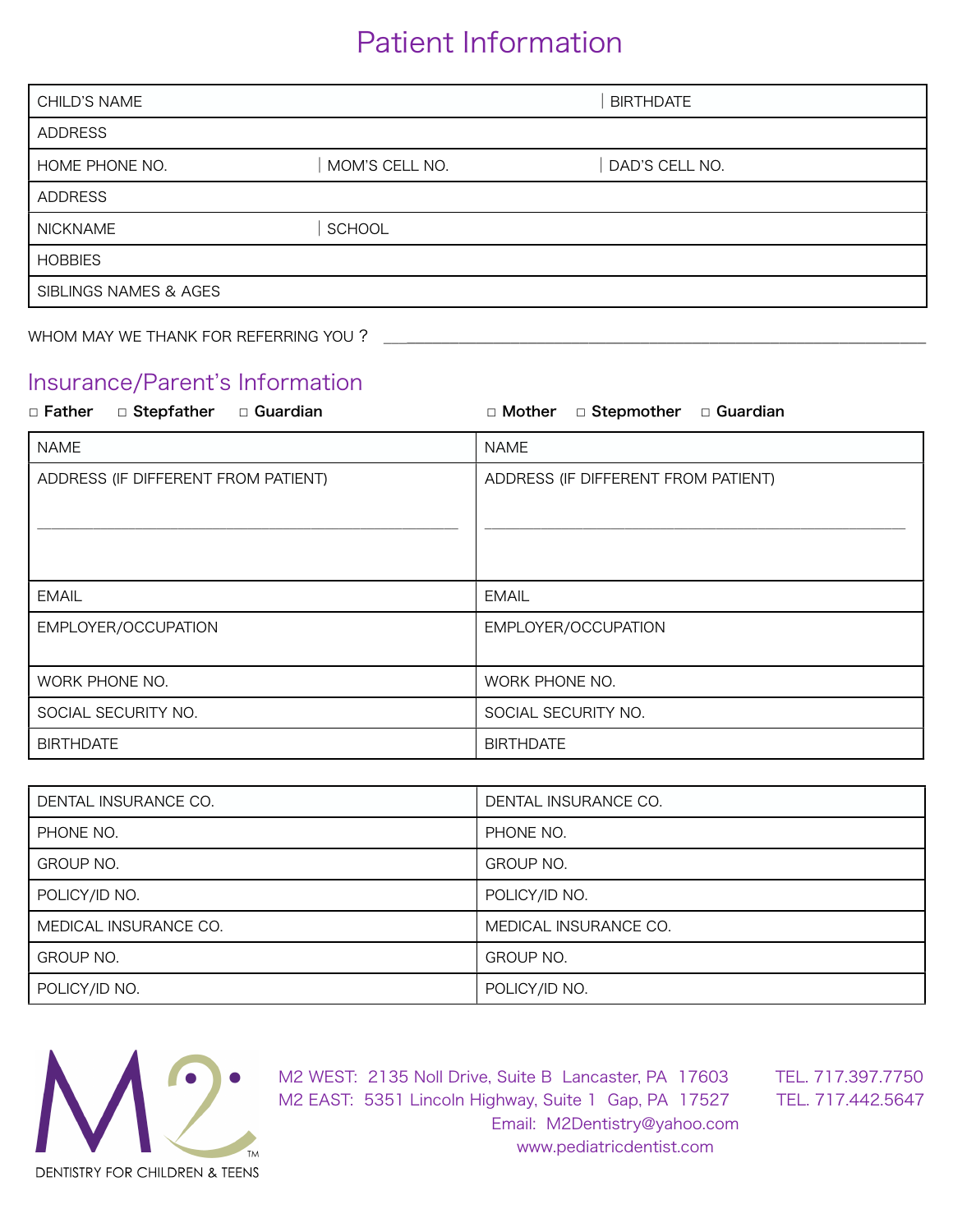# Patient Information

| CHILD'S NAME | | BIRTHDATE |
|---|---|---|
| ADDRESS | | |
| HOME PHONE NO. | MOM'S CELL NO. | DAD'S CELL NO. |
| ADDRESS | | |
| NICKNAME | SCHOOL | |
| HOBBIES | | |
| SIBLINGS NAMES & AGES | | |

WHOM MAY WE THANK FOR REFERRING YOU ? ____________________________________________

## Insurance/Parent's Information

| ☐ **Father** ☐ **Stepfather** ☐ **Guardian** | ☐ **Mother** ☐ **Stepmother** ☐ **Guardian** |
|---|---|
| NAME | NAME |
| ADDRESS (IF DIFFERENT FROM PATIENT) | ADDRESS (IF DIFFERENT FROM PATIENT) |
| EMAIL | EMAIL |
| EMPLOYER/OCCUPATION | EMPLOYER/OCCUPATION |
| WORK PHONE NO. | WORK PHONE NO. |
| SOCIAL SECURITY NO. | SOCIAL SECURITY NO. |
| BIRTHDATE | BIRTHDATE |

| DENTAL INSURANCE CO. | DENTAL INSURANCE CO. |
|---|---|
| PHONE NO. | PHONE NO. |
| GROUP NO. | GROUP NO. |
| POLICY/ID NO. | POLICY/ID NO. |
| MEDICAL INSURANCE CO. | MEDICAL INSURANCE CO. |
| GROUP NO. | GROUP NO. |
| POLICY/ID NO. | POLICY/ID NO. |

M2 DENTISTRY FOR CHILDREN & TEENS™

M2 WEST: 2135 Noll Drive, Suite B Lancaster, PA 17603 TEL. 717.397.7750
M2 EAST: 5351 Lincoln Highway, Suite 1 Gap, PA 17527 TEL. 717.442.5647
Email: M2Dentistry@yahoo.com
www.pediatricdentist.com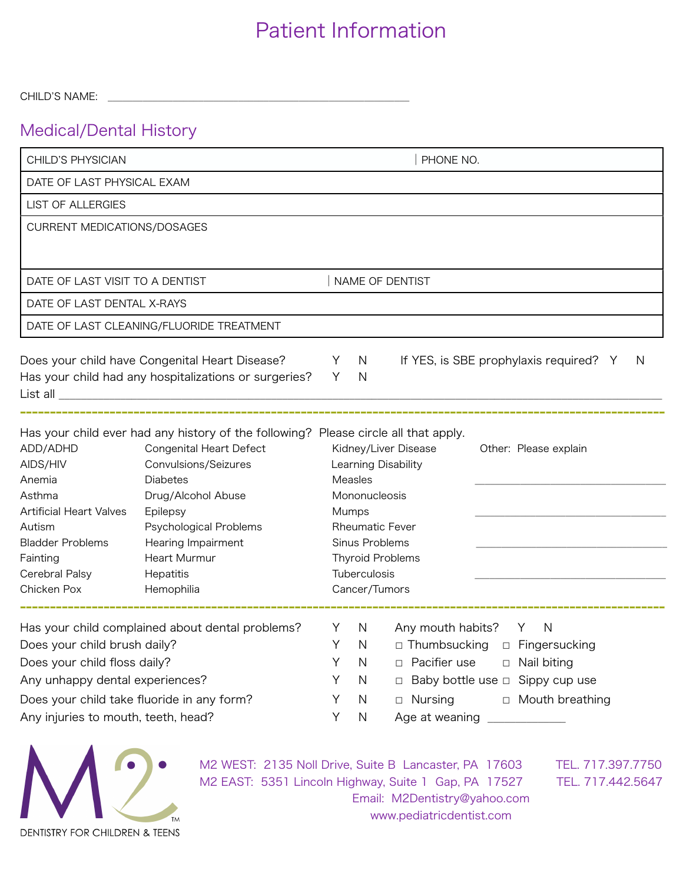# Patient Information

CHILD'S NAME: ______________________________________________

## Medical/Dental History

| | |
|---|---|
| CHILD'S PHYSICIAN | PHONE NO. |
| DATE OF LAST PHYSICAL EXAM | |
| LIST OF ALLERGIES | |
| CURRENT MEDICATIONS/DOSAGES | |
| DATE OF LAST VISIT TO A DENTIST | NAME OF DENTIST |
| DATE OF LAST DENTAL X-RAYS | |
| DATE OF LAST CLEANING/FLUORIDE TREATMENT | |

Does your child have Congenital Heart Disease? Y N   If YES, is SBE prophylaxis required? Y N

Has your child had any hospitalizations or surgeries? Y N

List all ______________________________________________________________________________

---

Has your child ever had any history of the following? Please circle all that apply.

| | | | |
|---|---|---|---|
| ADD/ADHD | Congenital Heart Defect | Kidney/Liver Disease | Other: Please explain |
| AIDS/HIV | Convulsions/Seizures | Learning Disability | |
| Anemia | Diabetes | Measles | ____________________ |
| Asthma | Drug/Alcohol Abuse | Mononucleosis | |
| Artificial Heart Valves | Epilepsy | Mumps | ____________________ |
| Autism | Psychological Problems | Rheumatic Fever | |
| Bladder Problems | Hearing Impairment | Sinus Problems | ____________________ |
| Fainting | Heart Murmur | Thyroid Problems | |
| Cerebral Palsy | Hepatitis | Tuberculosis | ____________________ |
| Chicken Pox | Hemophilia | Cancer/Tumors | |

---

| | | | | |
|---|---|---|---|---|
| Has your child complained about dental problems? | Y N | Any mouth habits? Y N | |
| Does your child brush daily? | Y N | □ Thumbsucking | □ Fingersucking |
| Does your child floss daily? | Y N | □ Pacifier use | □ Nail biting |
| Any unhappy dental experiences? | Y N | □ Baby bottle use | □ Sippy cup use |
| Does your child take fluoride in any form? | Y N | □ Nursing | □ Mouth breathing |
| Any injuries to mouth, teeth, head? | Y N | Age at weaning ________ | |

M2 DENTISTRY FOR CHILDREN & TEENS

M2 WEST: 2135 Noll Drive, Suite B Lancaster, PA 17603   TEL. 717.397.7750

M2 EAST: 5351 Lincoln Highway, Suite 1 Gap, PA 17527   TEL. 717.442.5647

Email: M2Dentistry@yahoo.com

www.pediatricdentist.com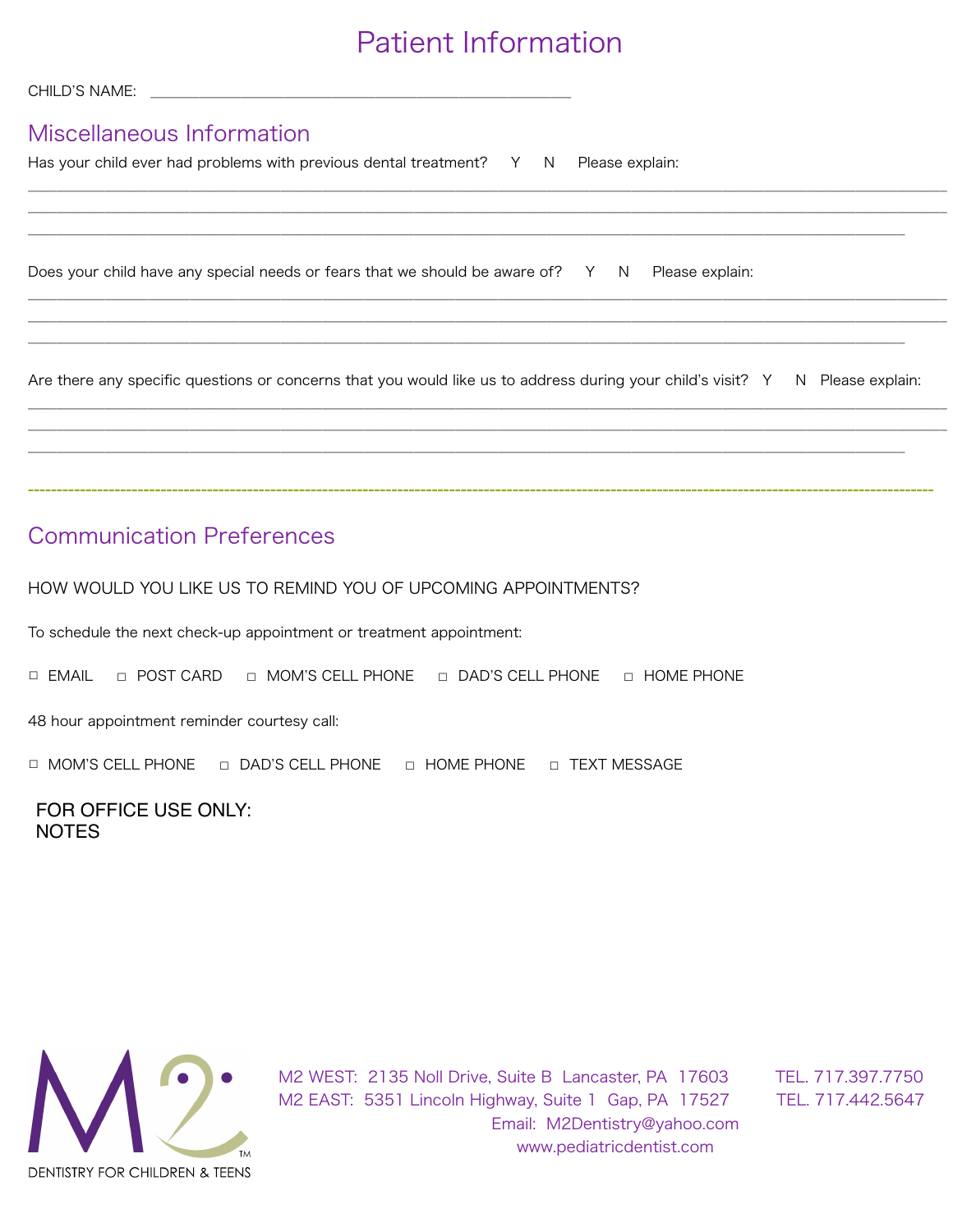# Patient Information

CHILD'S NAME: ______________________________________________

## Miscellaneous Information

Has your child ever had problems with previous dental treatment? Y N Please explain:

_______________________________________________________________________________________________

_______________________________________________________________________________________________

_______________________________________________________________________________________________

Does your child have any special needs or fears that we should be aware of? Y N Please explain:

_______________________________________________________________________________________________

_______________________________________________________________________________________________

_______________________________________________________________________________________________

Are there any specific questions or concerns that you would like us to address during your child's visit? Y N Please explain:

_______________________________________________________________________________________________

_______________________________________________________________________________________________

_______________________________________________________________________________________________

---

## Communication Preferences

HOW WOULD YOU LIKE US TO REMIND YOU OF UPCOMING APPOINTMENTS?

To schedule the next check-up appointment or treatment appointment:

☐ EMAIL ☐ POST CARD ☐ MOM'S CELL PHONE ☐ DAD'S CELL PHONE ☐ HOME PHONE

48 hour appointment reminder courtesy call:

☐ MOM'S CELL PHONE ☐ DAD'S CELL PHONE ☐ HOME PHONE ☐ TEXT MESSAGE

FOR OFFICE USE ONLY:
NOTES

M2 DENTISTRY FOR CHILDREN & TEENS™

M2 WEST: 2135 Noll Drive, Suite B Lancaster, PA 17603 TEL. 717.397.7750
M2 EAST: 5351 Lincoln Highway, Suite 1 Gap, PA 17527 TEL. 717.442.5647
Email: M2Dentistry@yahoo.com
www.pediatricdentist.com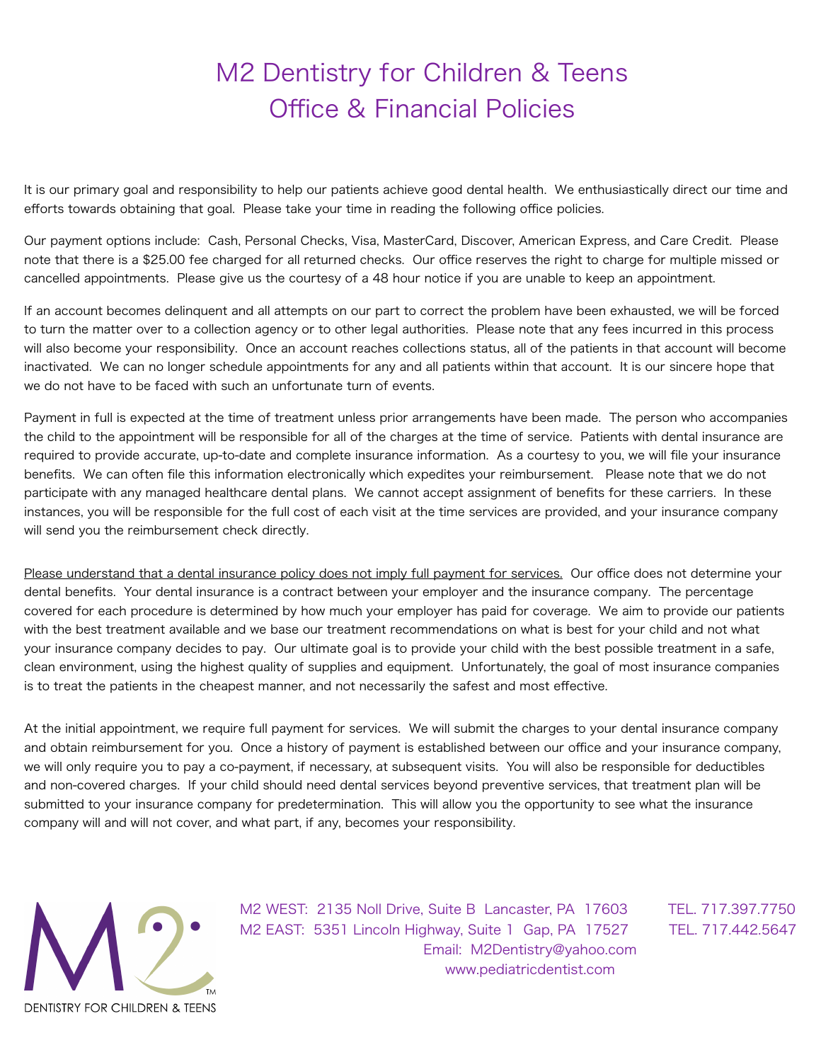# M2 Dentistry for Children & Teens
# Office & Financial Policies

It is our primary goal and responsibility to help our patients achieve good dental health. We enthusiastically direct our time and efforts towards obtaining that goal. Please take your time in reading the following office policies.

Our payment options include: Cash, Personal Checks, Visa, MasterCard, Discover, American Express, and Care Credit. Please note that there is a $25.00 fee charged for all returned checks. Our office reserves the right to charge for multiple missed or cancelled appointments. Please give us the courtesy of a 48 hour notice if you are unable to keep an appointment.

If an account becomes delinquent and all attempts on our part to correct the problem have been exhausted, we will be forced to turn the matter over to a collection agency or to other legal authorities. Please note that any fees incurred in this process will also become your responsibility. Once an account reaches collections status, all of the patients in that account will become inactivated. We can no longer schedule appointments for any and all patients within that account. It is our sincere hope that we do not have to be faced with such an unfortunate turn of events.

Payment in full is expected at the time of treatment unless prior arrangements have been made. The person who accompanies the child to the appointment will be responsible for all of the charges at the time of service. Patients with dental insurance are required to provide accurate, up-to-date and complete insurance information. As a courtesy to you, we will file your insurance benefits. We can often file this information electronically which expedites your reimbursement. Please note that we do not participate with any managed healthcare dental plans. We cannot accept assignment of benefits for these carriers. In these instances, you will be responsible for the full cost of each visit at the time services are provided, and your insurance company will send you the reimbursement check directly.

<u>Please understand that a dental insurance policy does not imply full payment for services.</u> Our office does not determine your dental benefits. Your dental insurance is a contract between your employer and the insurance company. The percentage covered for each procedure is determined by how much your employer has paid for coverage. We aim to provide our patients with the best treatment available and we base our treatment recommendations on what is best for your child and not what your insurance company decides to pay. Our ultimate goal is to provide your child with the best possible treatment in a safe, clean environment, using the highest quality of supplies and equipment. Unfortunately, the goal of most insurance companies is to treat the patients in the cheapest manner, and not necessarily the safest and most effective.

At the initial appointment, we require full payment for services. We will submit the charges to your dental insurance company and obtain reimbursement for you. Once a history of payment is established between our office and your insurance company, we will only require you to pay a co-payment, if necessary, at subsequent visits. You will also be responsible for deductibles and non-covered charges. If your child should need dental services beyond preventive services, that treatment plan will be submitted to your insurance company for predetermination. This will allow you the opportunity to see what the insurance company will and will not cover, and what part, if any, becomes your responsibility.

M2 DENTISTRY FOR CHILDREN & TEENS

M2 WEST: 2135 Noll Drive, Suite B Lancaster, PA 17603 TEL. 717.397.7750
M2 EAST: 5351 Lincoln Highway, Suite 1 Gap, PA 17527 TEL. 717.442.5647
Email: M2Dentistry@yahoo.com
www.pediatricdentist.com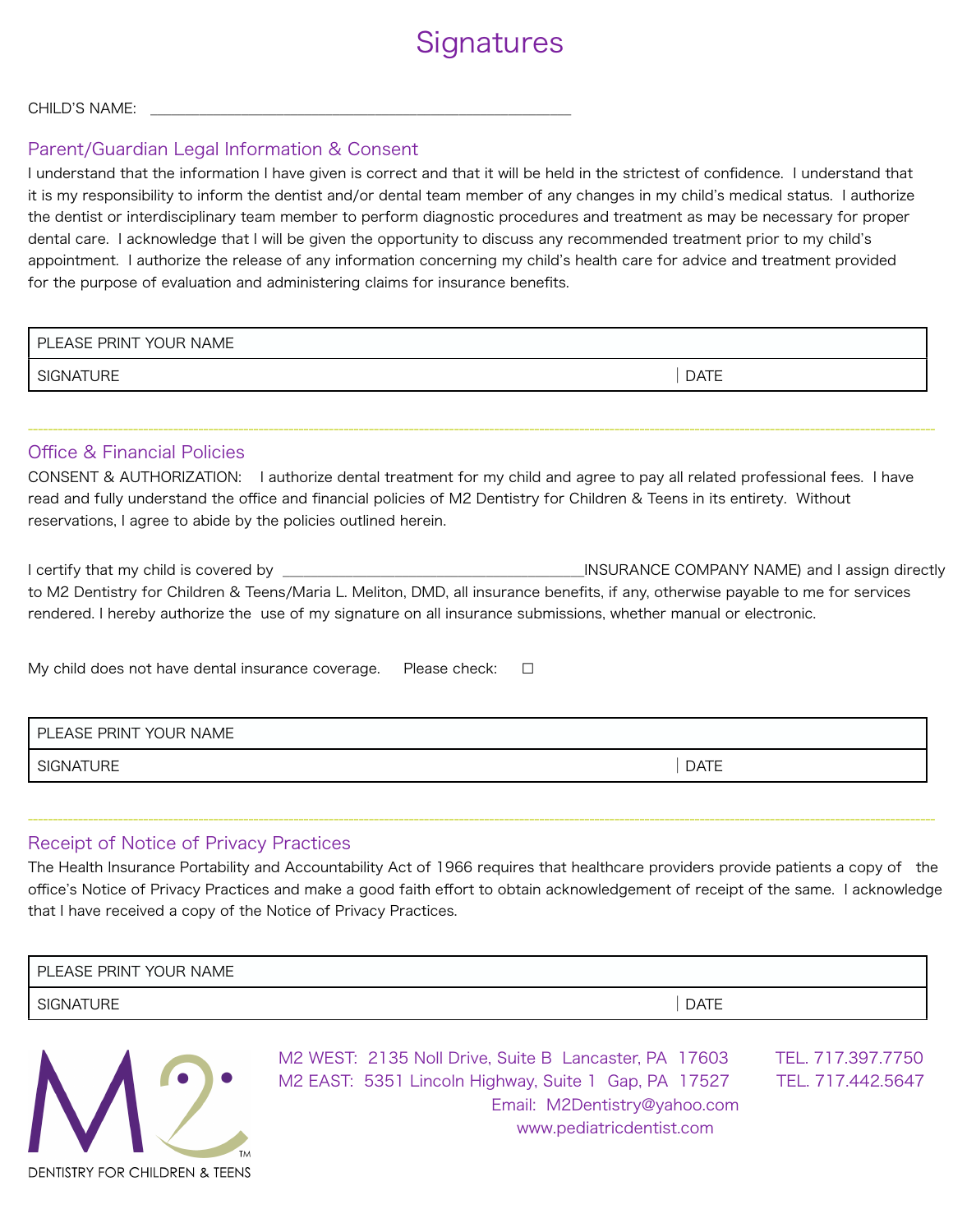# Signatures

CHILD'S NAME: \_\_\_\_\_\_\_\_\_\_\_\_\_\_\_\_\_\_\_\_\_\_\_\_\_\_\_\_\_\_\_\_\_\_\_\_\_\_\_\_\_\_\_\_\_\_\_\_\_\_

## Parent/Guardian Legal Information & Consent

I understand that the information I have given is correct and that it will be held in the strictest of confidence. I understand that it is my responsibility to inform the dentist and/or dental team member of any changes in my child's medical status. I authorize the dentist or interdisciplinary team member to perform diagnostic procedures and treatment as may be necessary for proper dental care. I acknowledge that I will be given the opportunity to discuss any recommended treatment prior to my child's appointment. I authorize the release of any information concerning my child's health care for advice and treatment provided for the purpose of evaluation and administering claims for insurance benefits.

| PLEASE PRINT YOUR NAME | |
|---|---|
| SIGNATURE | DATE |

## Office & Financial Policies

CONSENT & AUTHORIZATION: I authorize dental treatment for my child and agree to pay all related professional fees. I have read and fully understand the office and financial policies of M2 Dentistry for Children & Teens in its entirety. Without reservations, I agree to abide by the policies outlined herein.

I certify that my child is covered by \_\_\_\_\_\_\_\_\_\_\_\_\_\_\_\_\_\_\_\_\_\_\_\_\_\_\_\_\_\_\_\_\_\_\_\_\_\_INSURANCE COMPANY NAME) and I assign directly to M2 Dentistry for Children & Teens/Maria L. Meliton, DMD, all insurance benefits, if any, otherwise payable to me for services rendered. I hereby authorize the use of my signature on all insurance submissions, whether manual or electronic.

My child does not have dental insurance coverage. Please check: ☐

| PLEASE PRINT YOUR NAME | |
|---|---|
| SIGNATURE | DATE |

## Receipt of Notice of Privacy Practices

The Health Insurance Portability and Accountability Act of 1966 requires that healthcare providers provide patients a copy of the office's Notice of Privacy Practices and make a good faith effort to obtain acknowledgement of receipt of the same. I acknowledge that I have received a copy of the Notice of Privacy Practices.

| PLEASE PRINT YOUR NAME | |
|---|---|
| SIGNATURE | DATE |

M2 DENTISTRY FOR CHILDREN & TEENS™

M2 WEST: 2135 Noll Drive, Suite B Lancaster, PA 17603 TEL. 717.397.7750
M2 EAST: 5351 Lincoln Highway, Suite 1 Gap, PA 17527 TEL. 717.442.5647
Email: M2Dentistry@yahoo.com
www.pediatricdentist.com